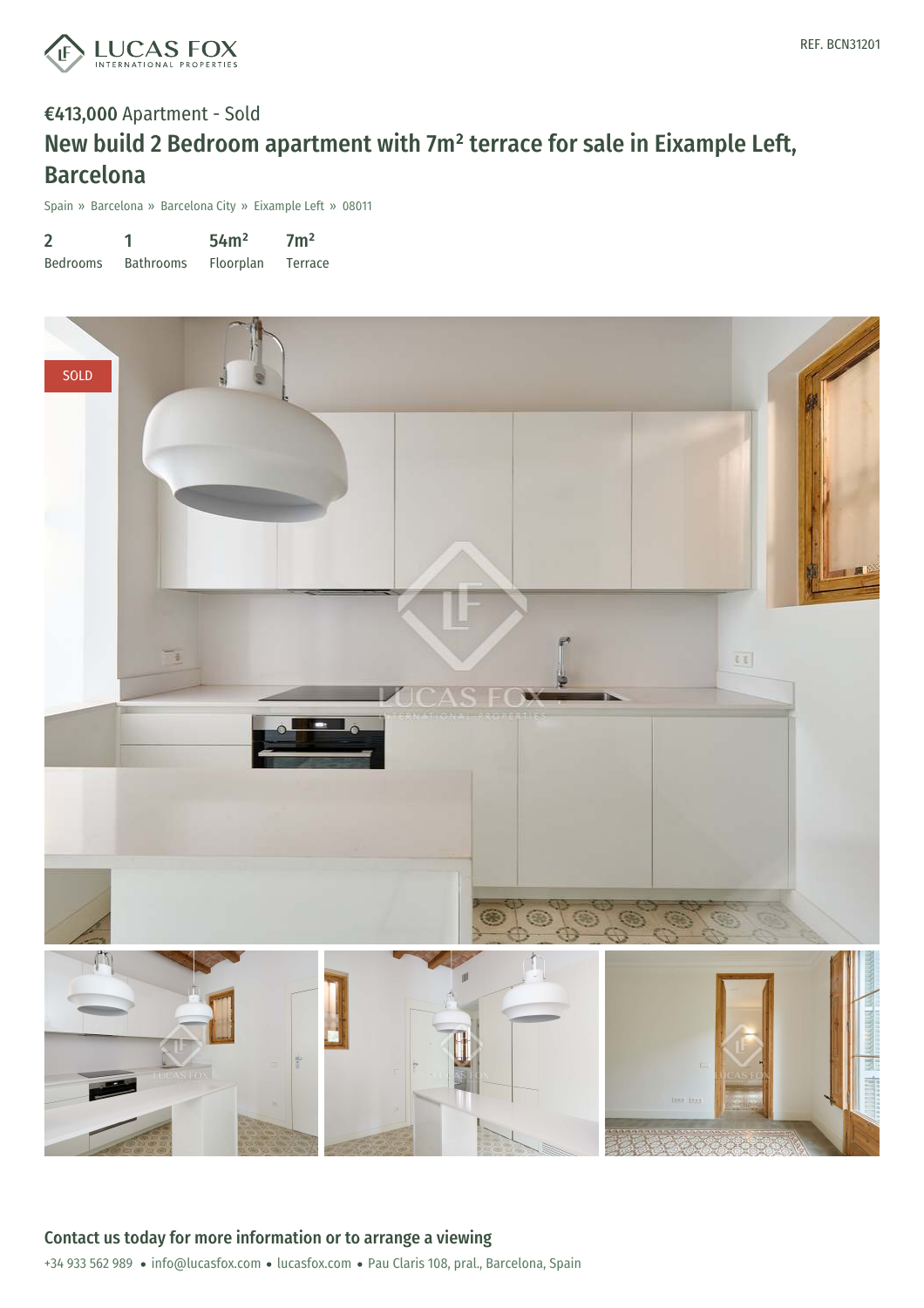LUCAS FOX
INTERNATIONAL PROPERTIES

REF. BCN31201

**€413,000** Apartment - Sold

# New build 2 Bedroom apartment with 7m² terrace for sale in Eixample Left, Barcelona

Spain » Barcelona » Barcelona City » Eixample Left » 08011

| 2 | 1 | 54m² | 7m² |
|---|---|---|---|
| Bedrooms | Bathrooms | Floorplan | Terrace |

SOLD

## Contact us today for more information or to arrange a viewing

+34 933 562 989 • info@lucasfox.com • lucasfox.com • Pau Claris 108, pral., Barcelona, Spain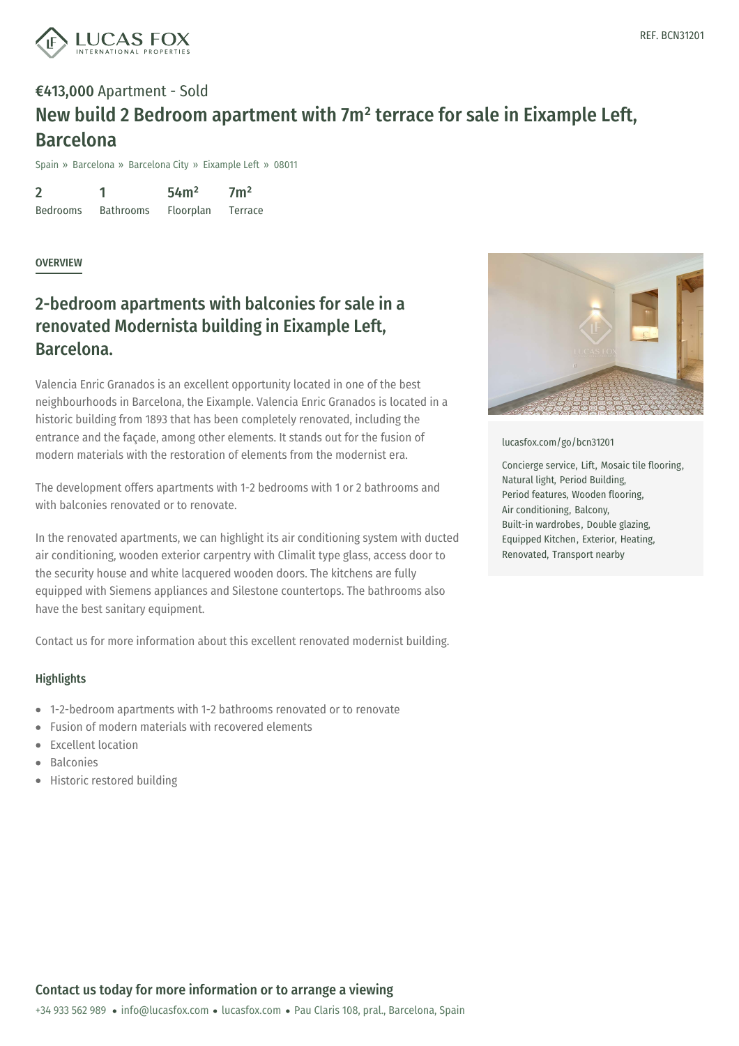REF. BCN31201

**€413,000** Apartment - Sold

# New build 2 Bedroom apartment with 7m² terrace for sale in Eixample Left, Barcelona

Spain » Barcelona » Barcelona City » Eixample Left » 08011

| 2 | 1 | 54m² | 7m² |
| --- | --- | --- | --- |
| Bedrooms | Bathrooms | Floorplan | Terrace |

OVERVIEW

## 2-bedroom apartments with balconies for sale in a renovated Modernista building in Eixample Left, Barcelona.

Valencia Enric Granados is an excellent opportunity located in one of the best neighbourhoods in Barcelona, the Eixample. Valencia Enric Granados is located in a historic building from 1893 that has been completely renovated, including the entrance and the façade, among other elements. It stands out for the fusion of modern materials with the restoration of elements from the modernist era.

The development offers apartments with 1-2 bedrooms with 1 or 2 bathrooms and with balconies renovated or to renovate.

In the renovated apartments, we can highlight its air conditioning system with ducted air conditioning, wooden exterior carpentry with Climalit type glass, access door to the security house and white lacquered wooden doors. The kitchens are fully equipped with Siemens appliances and Silestone countertops. The bathrooms also have the best sanitary equipment.

Contact us for more information about this excellent renovated modernist building.

### Highlights

- 1-2-bedroom apartments with 1-2 bathrooms renovated or to renovate
- Fusion of modern materials with recovered elements
- Excellent location
- Balconies
- Historic restored building

lucasfox.com/go/bcn31201

Concierge service, Lift, Mosaic tile flooring, Natural light, Period Building, Period features, Wooden flooring, Air conditioning, Balcony, Built-in wardrobes, Double glazing, Equipped Kitchen, Exterior, Heating, Renovated, Transport nearby

### Contact us today for more information or to arrange a viewing

+34 933 562 989 • info@lucasfox.com • lucasfox.com • Pau Claris 108, pral., Barcelona, Spain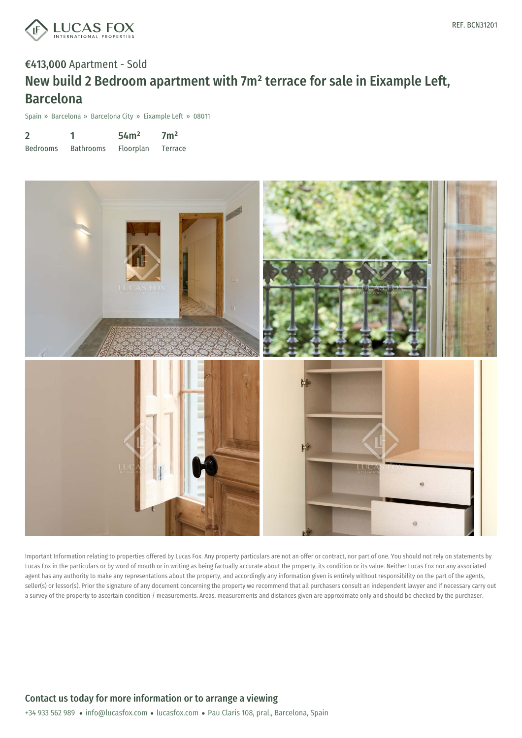REF. BCN31201

**€413,000** Apartment - Sold

# New build 2 Bedroom apartment with 7m² terrace for sale in Eixample Left, Barcelona

Spain » Barcelona » Barcelona City » Eixample Left » 08011

| 2 | 1 | 54m² | 7m² |
| --- | --- | --- | --- |
| Bedrooms | Bathrooms | Floorplan | Terrace |

Important Information relating to properties offered by Lucas Fox. Any property particulars are not an offer or contract, nor part of one. You should not rely on statements by Lucas Fox in the particulars or by word of mouth or in writing as being factually accurate about the property, its condition or its value. Neither Lucas Fox nor any associated agent has any authority to make any representations about the property, and accordingly any information given is entirely without responsibility on the part of the agents, seller(s) or lessor(s). Prior the signature of any document concerning the property we recommend that all purchasers consult an independent lawyer and if necessary carry out a survey of the property to ascertain condition / measurements. Areas, measurements and distances given are approximate only and should be checked by the purchaser.

## Contact us today for more information or to arrange a viewing

+34 933 562 989 • info@lucasfox.com • lucasfox.com • Pau Claris 108, pral., Barcelona, Spain